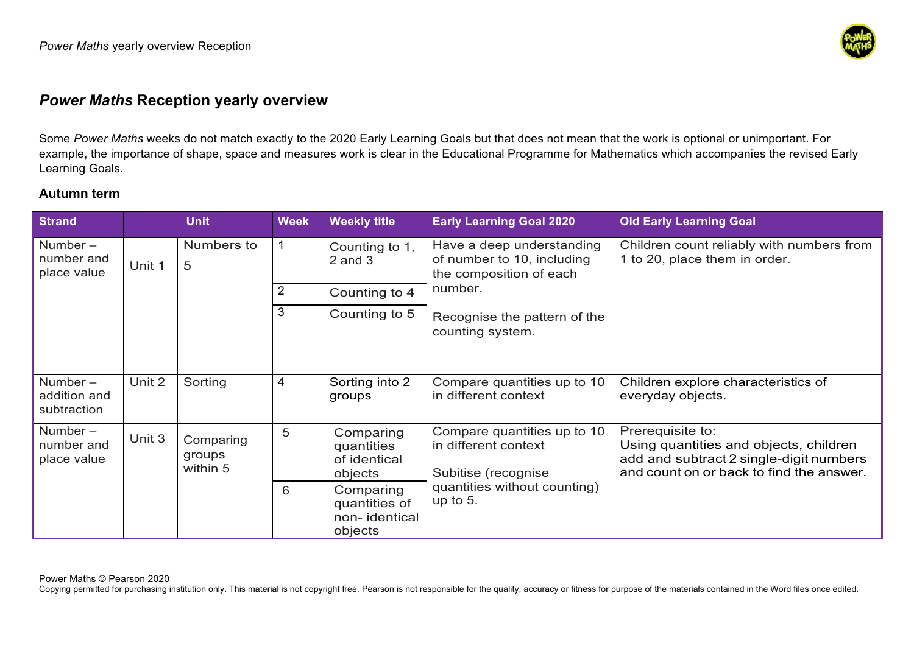## *Power Maths* Reception yearly overview

Some *Power Maths* weeks do not match exactly to the 2020 Early Learning Goals but that does not mean that the work is optional or unimportant. For example, the importance of shape, space and measures work is clear in the Educational Programme for Mathematics which accompanies the revised Early Learning Goals.

### Autumn term

| Strand | Unit | | Week | Weekly title | Early Learning Goal 2020 | Old Early Learning Goal |
|---|---|---|---|---|---|---|
| Number – number and place value | Unit 1 | Numbers to 5 | 1 | Counting to 1, 2 and 3 | Have a deep understanding of number to 10, including the composition of each number.<br><br>Recognise the pattern of the counting system. | Children count reliably with numbers from 1 to 20, place them in order. |
| | | | 2 | Counting to 4 | | |
| | | | 3 | Counting to 5 | | |
| Number – addition and subtraction | Unit 2 | Sorting | 4 | Sorting into 2 groups | Compare quantities up to 10 in different context | Children explore characteristics of everyday objects. |
| Number – number and place value | Unit 3 | Comparing groups within 5 | 5 | Comparing quantities of identical objects | Compare quantities up to 10 in different context<br><br>Subitise (recognise quantities without counting) up to 5. | Prerequisite to:<br>Using quantities and objects, children add and subtract 2 single-digit numbers and count on or back to find the answer. |
| | | | 6 | Comparing quantities of non- identical objects | | |

Power Maths © Pearson 2020
Copying permitted for purchasing institution only. This material is not copyright free. Pearson is not responsible for the quality, accuracy or fitness for purpose of the materials contained in the Word files once edited.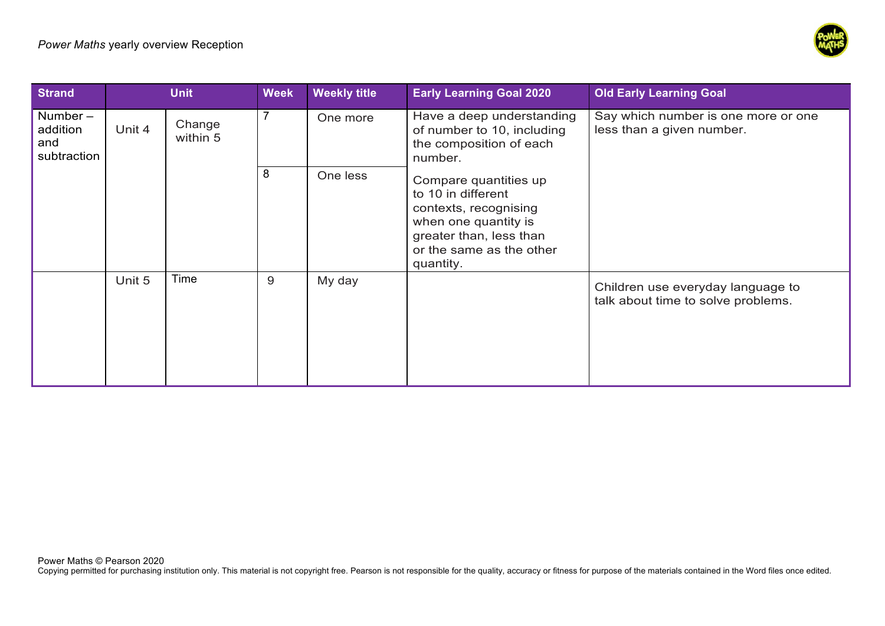| Strand | Unit | | Week | Weekly title | Early Learning Goal 2020 | Old Early Learning Goal |
|---|---|---|---|---|---|---|
| Number – addition and subtraction | Unit 4 | Change within 5 | 7 | One more | Have a deep understanding of number to 10, including the composition of each number. | Say which number is one more or one less than a given number. |
| | | | 8 | One less | Compare quantities up to 10 in different contexts, recognising when one quantity is greater than, less than or the same as the other quantity. | |
| | Unit 5 | Time | 9 | My day | | Children use everyday language to talk about time to solve problems. |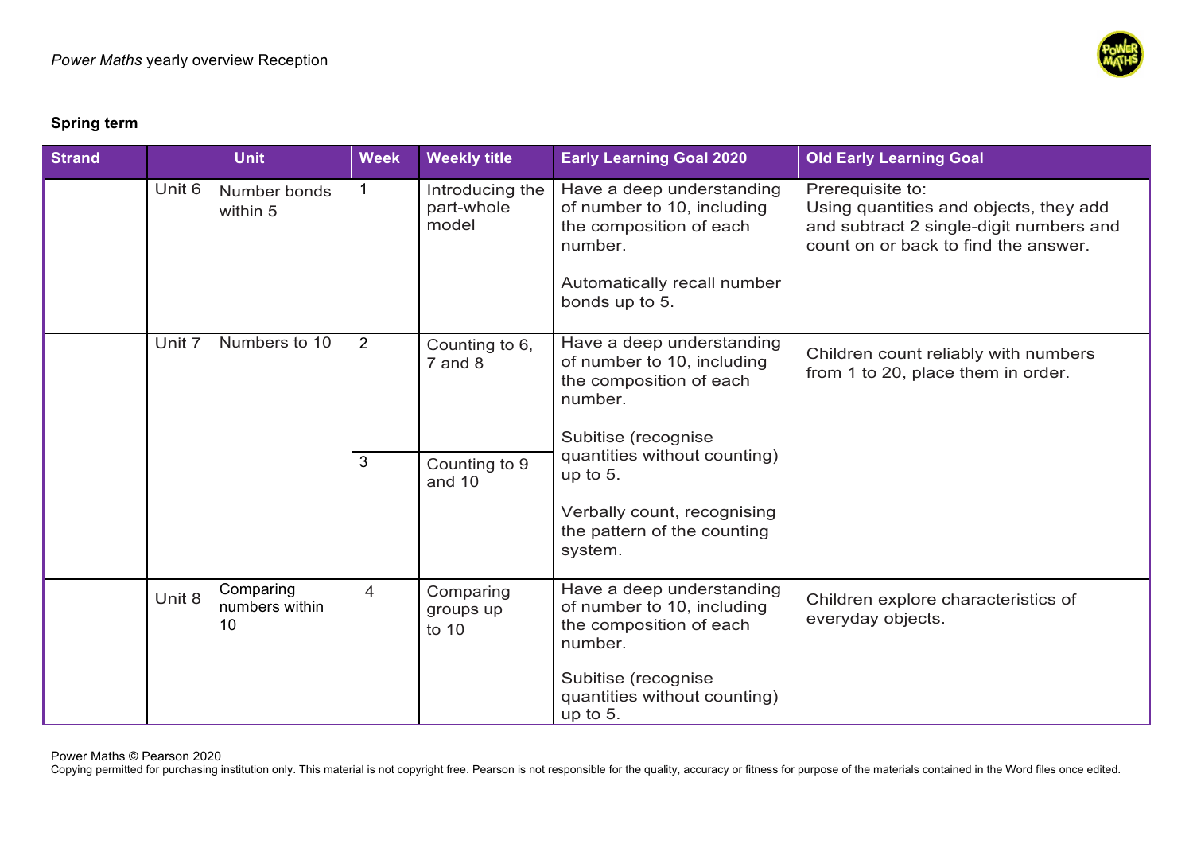**Spring term**

| Strand | Unit | | Week | Weekly title | Early Learning Goal 2020 | Old Early Learning Goal |
|---|---|---|---|---|---|---|
| | Unit 6 | Number bonds within 5 | 1 | Introducing the part-whole model | Have a deep understanding of number to 10, including the composition of each number.<br><br>Automatically recall number bonds up to 5. | Prerequisite to:<br>Using quantities and objects, they add and subtract 2 single-digit numbers and count on or back to find the answer. |
| | Unit 7 | Numbers to 10 | 2 | Counting to 6, 7 and 8 | Have a deep understanding of number to 10, including the composition of each number.<br><br>Subitise (recognise quantities without counting) up to 5.<br><br>Verbally count, recognising the pattern of the counting system. | Children count reliably with numbers from 1 to 20, place them in order. |
| | | | 3 | Counting to 9 and 10 | | |
| | Unit 8 | Comparing numbers within 10 | 4 | Comparing groups up to 10 | Have a deep understanding of number to 10, including the composition of each number.<br><br>Subitise (recognise quantities without counting) up to 5. | Children explore characteristics of everyday objects. |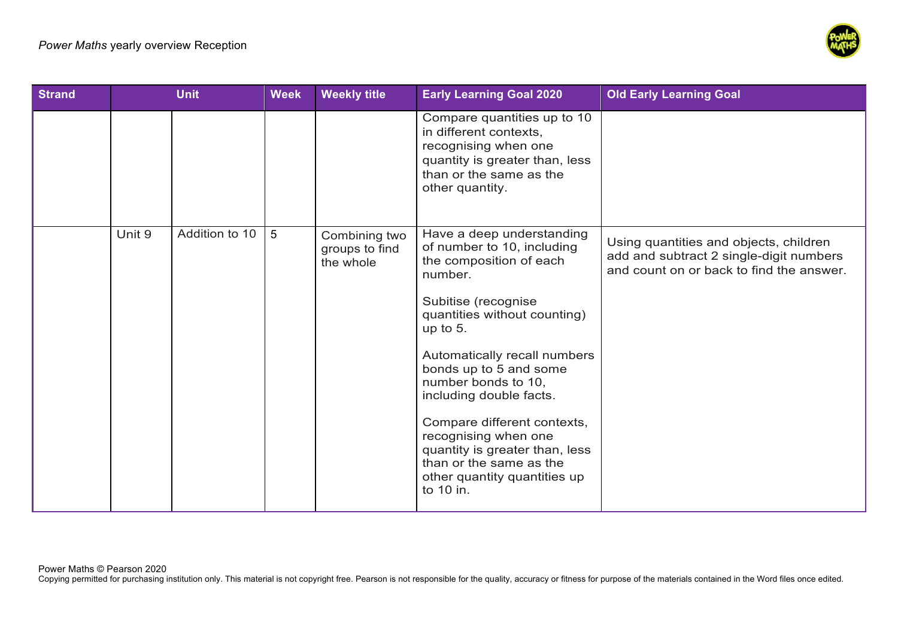| Strand | Unit | | Week | Weekly title | Early Learning Goal 2020 | Old Early Learning Goal |
|---|---|---|---|---|---|---|
| | | | | | Compare quantities up to 10 in different contexts, recognising when one quantity is greater than, less than or the same as the other quantity. | |
| | Unit 9 | Addition to 10 | 5 | Combining two groups to find the whole | Have a deep understanding of number to 10, including the composition of each number.<br><br>Subitise (recognise quantities without counting) up to 5.<br><br>Automatically recall numbers bonds up to 5 and some number bonds to 10, including double facts.<br><br>Compare different contexts, recognising when one quantity is greater than, less than or the same as the other quantity quantities up to 10 in. | Using quantities and objects, children add and subtract 2 single-digit numbers and count on or back to find the answer. |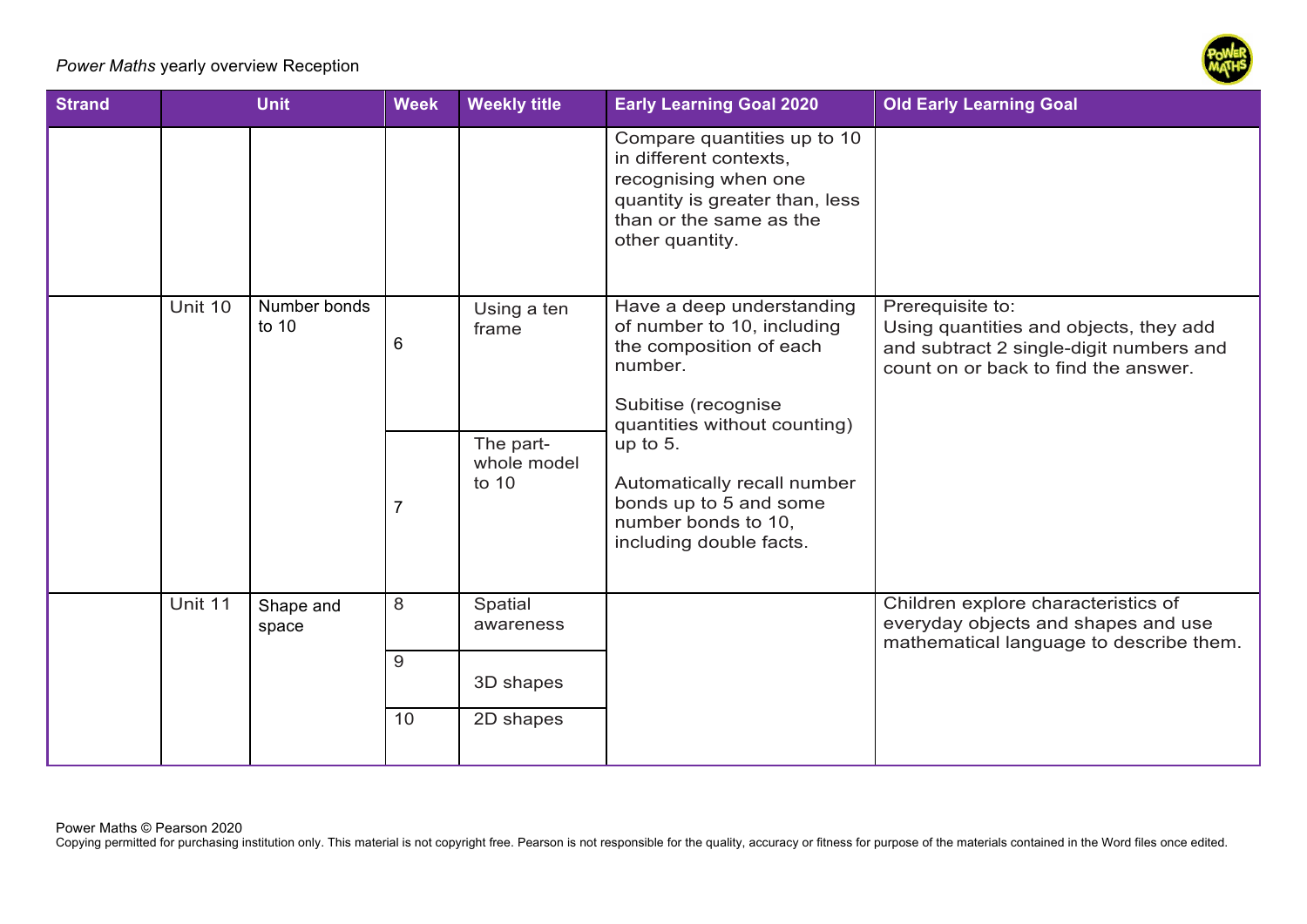| Strand | Unit | | Week | Weekly title | Early Learning Goal 2020 | Old Early Learning Goal |
| --- | --- | --- | --- | --- | --- | --- |
| | | | | | Compare quantities up to 10 in different contexts, recognising when one quantity is greater than, less than or the same as the other quantity. | |
| | Unit 10 | Number bonds to 10 | 6 | Using a ten frame | Have a deep understanding of number to 10, including the composition of each number.<br><br>Subitise (recognise quantities without counting) up to 5.<br><br>Automatically recall number bonds up to 5 and some number bonds to 10, including double facts. | Prerequisite to:<br>Using quantities and objects, they add and subtract 2 single-digit numbers and count on or back to find the answer. |
| | | | 7 | The part-whole model to 10 | | |
| | Unit 11 | Shape and space | 8 | Spatial awareness | | Children explore characteristics of everyday objects and shapes and use mathematical language to describe them. |
| | | | 9 | 3D shapes | | |
| | | | 10 | 2D shapes | | |

Power Maths © Pearson 2020
Copying permitted for purchasing institution only. This material is not copyright free. Pearson is not responsible for the quality, accuracy or fitness for purpose of the materials contained in the Word files once edited.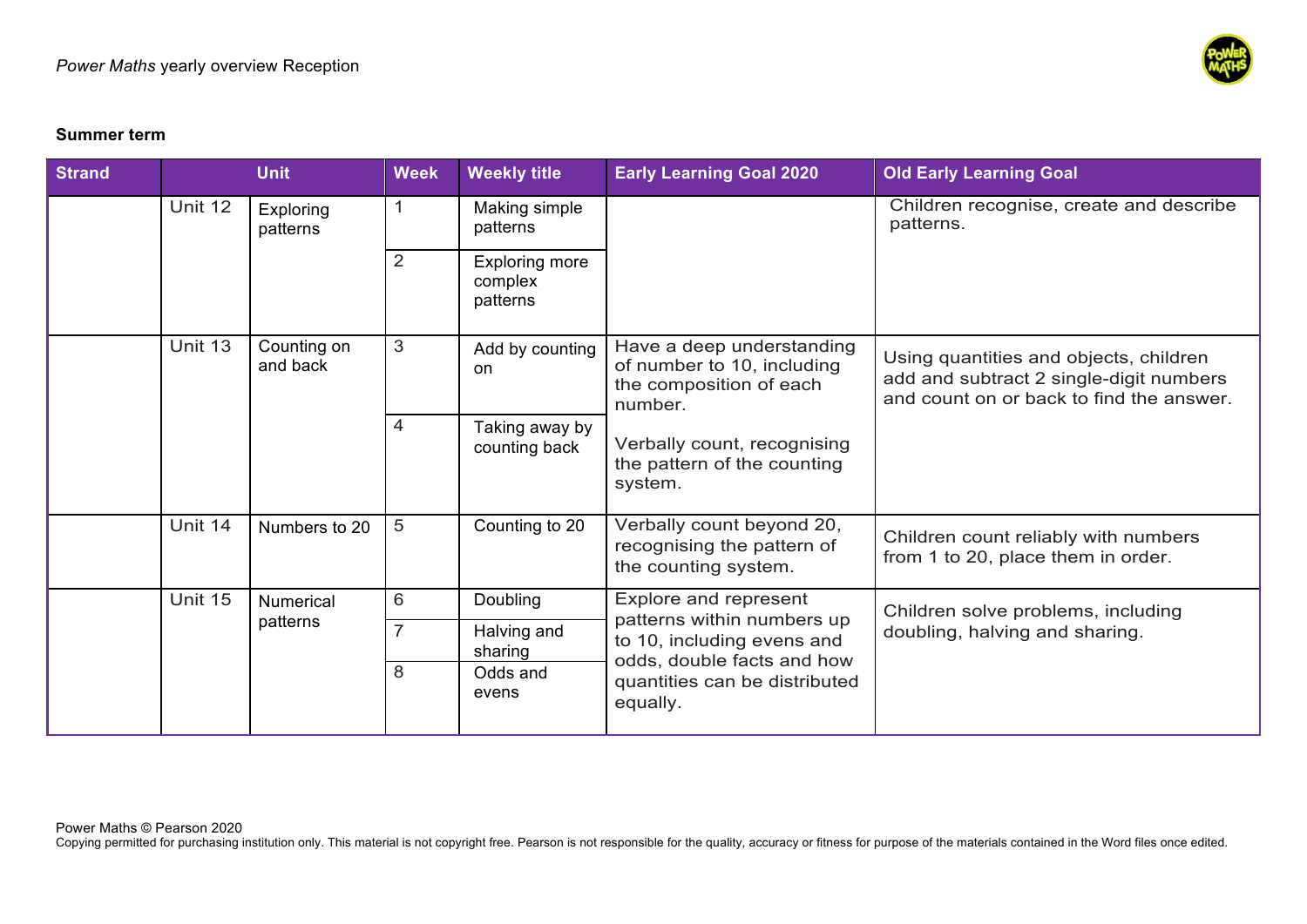**Summer term**

| Strand | Unit | | Week | Weekly title | Early Learning Goal 2020 | Old Early Learning Goal |
|---|---|---|---|---|---|---|
| | Unit 12 | Exploring patterns | 1 | Making simple patterns | | Children recognise, create and describe patterns. |
| | | | 2 | Exploring more complex patterns | | |
| | Unit 13 | Counting on and back | 3 | Add by counting on | Have a deep understanding of number to 10, including the composition of each number.<br><br>Verbally count, recognising the pattern of the counting system. | Using quantities and objects, children add and subtract 2 single-digit numbers and count on or back to find the answer. |
| | | | 4 | Taking away by counting back | | |
| | Unit 14 | Numbers to 20 | 5 | Counting to 20 | Verbally count beyond 20, recognising the pattern of the counting system. | Children count reliably with numbers from 1 to 20, place them in order. |
| | Unit 15 | Numerical patterns | 6 | Doubling | Explore and represent patterns within numbers up to 10, including evens and odds, double facts and how quantities can be distributed equally. | Children solve problems, including doubling, halving and sharing. |
| | | | 7 | Halving and sharing | | |
| | | | 8 | Odds and evens | | |

Power Maths © Pearson 2020
Copying permitted for purchasing institution only. This material is not copyright free. Pearson is not responsible for the quality, accuracy or fitness for purpose of the materials contained in the Word files once edited.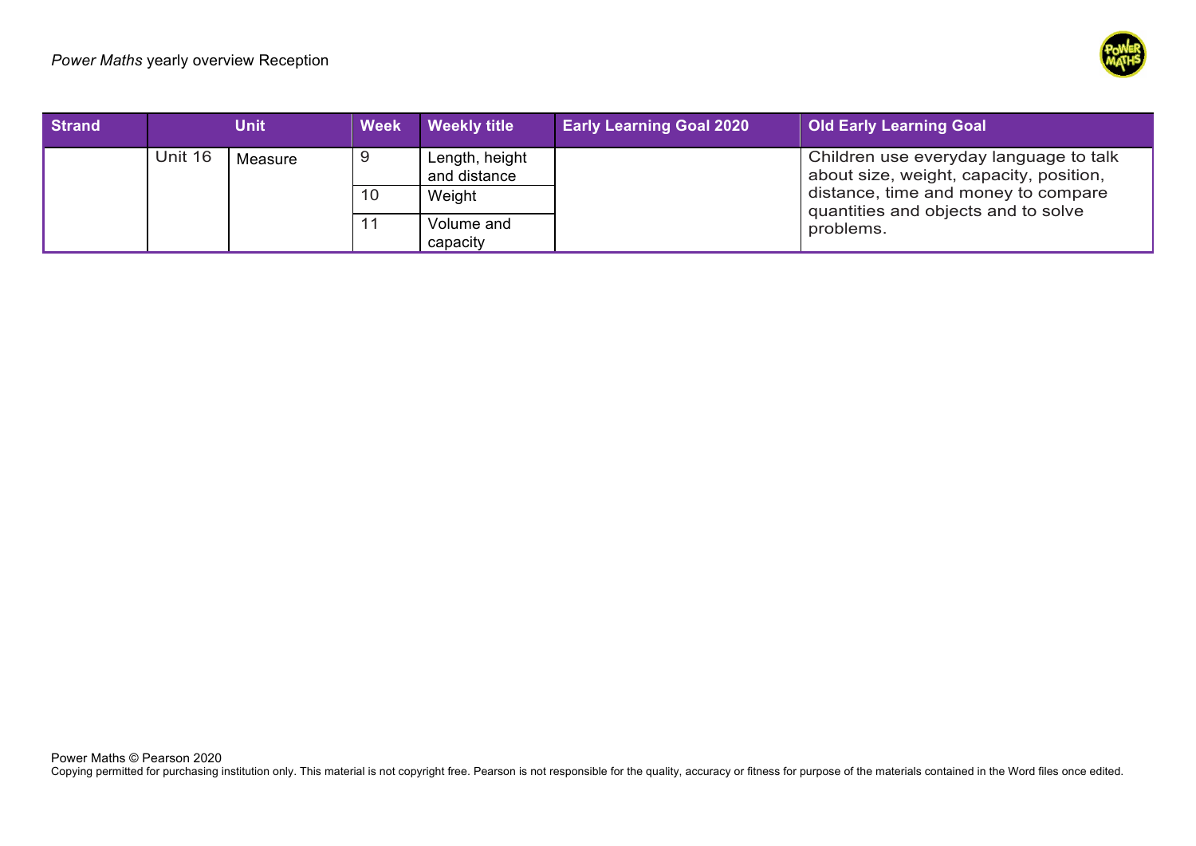| Strand | Unit | | Week | Weekly title | Early Learning Goal 2020 | Old Early Learning Goal |
|---|---|---|---|---|---|---|
| | Unit 16 | Measure | 9 | Length, height and distance | | Children use everyday language to talk about size, weight, capacity, position, distance, time and money to compare quantities and objects and to solve problems. |
| | | | 10 | Weight | | |
| | | | 11 | Volume and capacity | | |

Power Maths © Pearson 2020
Copying permitted for purchasing institution only. This material is not copyright free. Pearson is not responsible for the quality, accuracy or fitness for purpose of the materials contained in the Word files once edited.